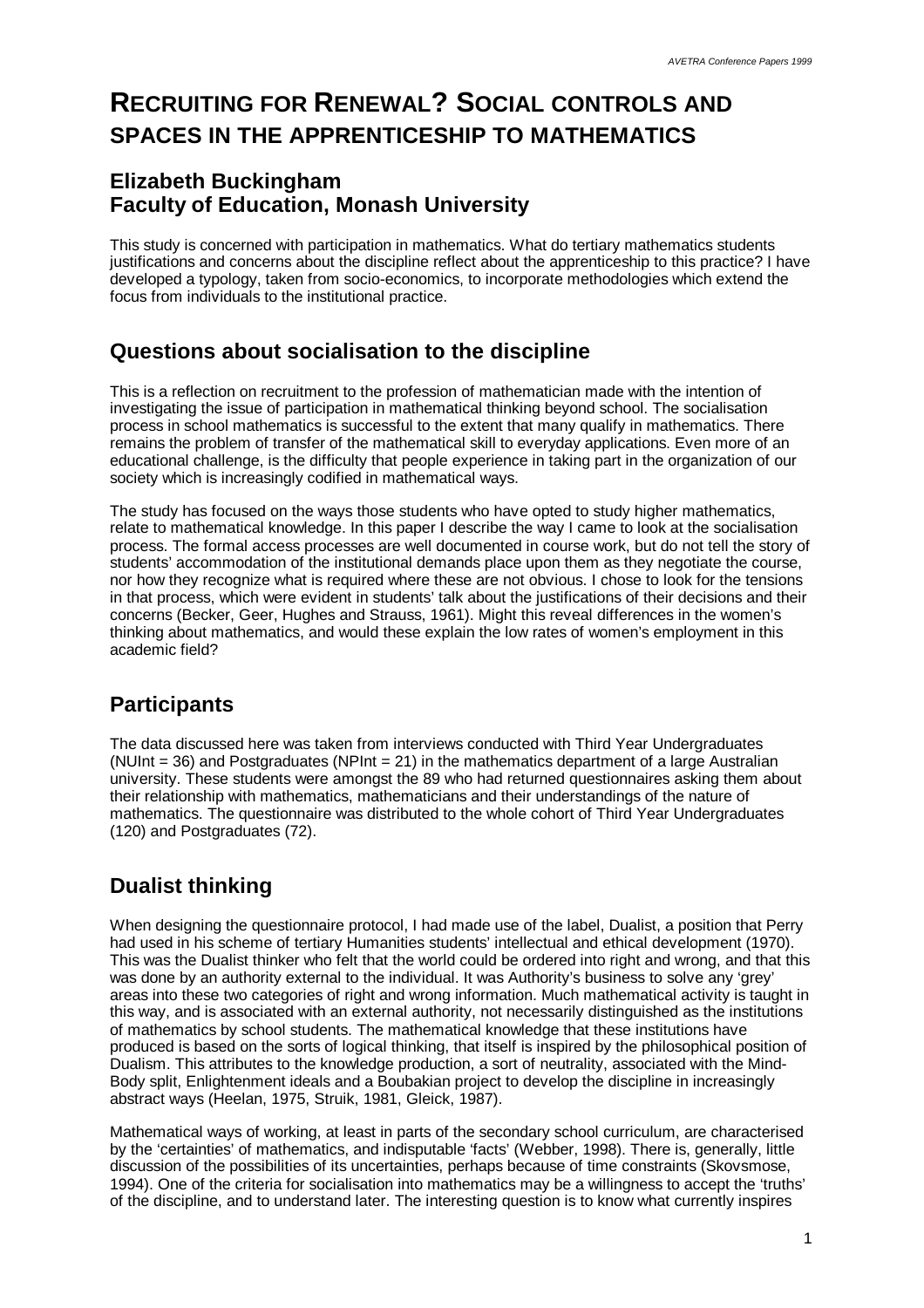# RECRUITING FOR RENEWAL? SOCIAL CONTROLS AND SPACES IN THE APPRENTICESHIP TO MATHEMATICS

## Elizabeth Buckingham
## Faculty of Education, Monash University

This study is concerned with participation in mathematics. What do tertiary mathematics students justifications and concerns about the discipline reflect about the apprenticeship to this practice? I have developed a typology, taken from socio-economics, to incorporate methodologies which extend the focus from individuals to the institutional practice.

## Questions about socialisation to the discipline

This is a reflection on recruitment to the profession of mathematician made with the intention of investigating the issue of participation in mathematical thinking beyond school. The socialisation process in school mathematics is successful to the extent that many qualify in mathematics. There remains the problem of transfer of the mathematical skill to everyday applications. Even more of an educational challenge, is the difficulty that people experience in taking part in the organization of our society which is increasingly codified in mathematical ways.

The study has focused on the ways those students who have opted to study higher mathematics, relate to mathematical knowledge. In this paper I describe the way I came to look at the socialisation process. The formal access processes are well documented in course work, but do not tell the story of students' accommodation of the institutional demands place upon them as they negotiate the course, nor how they recognize what is required where these are not obvious. I chose to look for the tensions in that process, which were evident in students' talk about the justifications of their decisions and their concerns (Becker, Geer, Hughes and Strauss, 1961). Might this reveal differences in the women's thinking about mathematics, and would these explain the low rates of women's employment in this academic field?

## Participants

The data discussed here was taken from interviews conducted with Third Year Undergraduates (NUInt = 36) and Postgraduates (NPInt = 21) in the mathematics department of a large Australian university. These students were amongst the 89 who had returned questionnaires asking them about their relationship with mathematics, mathematicians and their understandings of the nature of mathematics. The questionnaire was distributed to the whole cohort of Third Year Undergraduates (120) and Postgraduates (72).

## Dualist thinking

When designing the questionnaire protocol, I had made use of the label, Dualist, a position that Perry had used in his scheme of tertiary Humanities students' intellectual and ethical development (1970). This was the Dualist thinker who felt that the world could be ordered into right and wrong, and that this was done by an authority external to the individual. It was Authority's business to solve any 'grey' areas into these two categories of right and wrong information. Much mathematical activity is taught in this way, and is associated with an external authority, not necessarily distinguished as the institutions of mathematics by school students. The mathematical knowledge that these institutions have produced is based on the sorts of logical thinking, that itself is inspired by the philosophical position of Dualism. This attributes to the knowledge production, a sort of neutrality, associated with the Mind-Body split, Enlightenment ideals and a Boubakian project to develop the discipline in increasingly abstract ways (Heelan, 1975, Struik, 1981, Gleick, 1987).

Mathematical ways of working, at least in parts of the secondary school curriculum, are characterised by the 'certainties' of mathematics, and indisputable 'facts' (Webber, 1998). There is, generally, little discussion of the possibilities of its uncertainties, perhaps because of time constraints (Skovsmose, 1994). One of the criteria for socialisation into mathematics may be a willingness to accept the 'truths' of the discipline, and to understand later. The interesting question is to know what currently inspires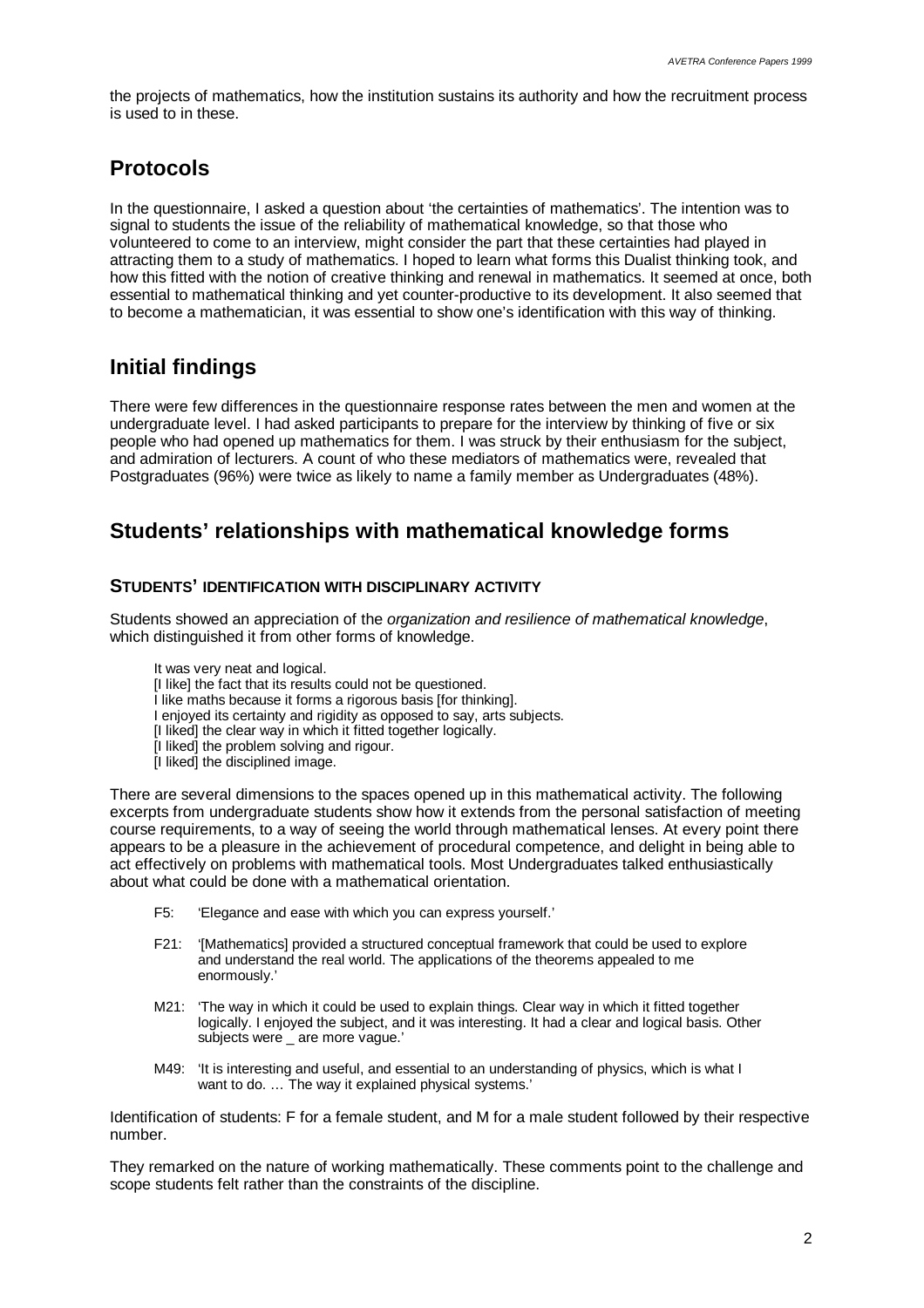the projects of mathematics, how the institution sustains its authority and how the recruitment process is used to in these.

## Protocols

In the questionnaire, I asked a question about 'the certainties of mathematics'. The intention was to signal to students the issue of the reliability of mathematical knowledge, so that those who volunteered to come to an interview, might consider the part that these certainties had played in attracting them to a study of mathematics. I hoped to learn what forms this Dualist thinking took, and how this fitted with the notion of creative thinking and renewal in mathematics. It seemed at once, both essential to mathematical thinking and yet counter-productive to its development. It also seemed that to become a mathematician, it was essential to show one's identification with this way of thinking.

## Initial findings

There were few differences in the questionnaire response rates between the men and women at the undergraduate level. I had asked participants to prepare for the interview by thinking of five or six people who had opened up mathematics for them. I was struck by their enthusiasm for the subject, and admiration of lecturers. A count of who these mediators of mathematics were, revealed that Postgraduates (96%) were twice as likely to name a family member as Undergraduates (48%).

## Students' relationships with mathematical knowledge forms

### STUDENTS' IDENTIFICATION WITH DISCIPLINARY ACTIVITY

Students showed an appreciation of the *organization and resilience of mathematical knowledge*, which distinguished it from other forms of knowledge.

> It was very neat and logical.
> [I like] the fact that its results could not be questioned.
> I like maths because it forms a rigorous basis [for thinking].
> I enjoyed its certainty and rigidity as opposed to say, arts subjects.
> [I liked] the clear way in which it fitted together logically.
> [I liked] the problem solving and rigour.
> [I liked] the disciplined image.

There are several dimensions to the spaces opened up in this mathematical activity. The following excerpts from undergraduate students show how it extends from the personal satisfaction of meeting course requirements, to a way of seeing the world through mathematical lenses. At every point there appears to be a pleasure in the achievement of procedural competence, and delight in being able to act effectively on problems with mathematical tools. Most Undergraduates talked enthusiastically about what could be done with a mathematical orientation.

> F5: 'Elegance and ease with which you can express yourself.'
>
> F21: '[Mathematics] provided a structured conceptual framework that could be used to explore and understand the real world. The applications of the theorems appealed to me enormously.'
>
> M21: 'The way in which it could be used to explain things. Clear way in which it fitted together logically. I enjoyed the subject, and it was interesting. It had a clear and logical basis. Other subjects were _ are more vague.'
>
> M49: 'It is interesting and useful, and essential to an understanding of physics, which is what I want to do. … The way it explained physical systems.'

Identification of students: F for a female student, and M for a male student followed by their respective number.

They remarked on the nature of working mathematically. These comments point to the challenge and scope students felt rather than the constraints of the discipline.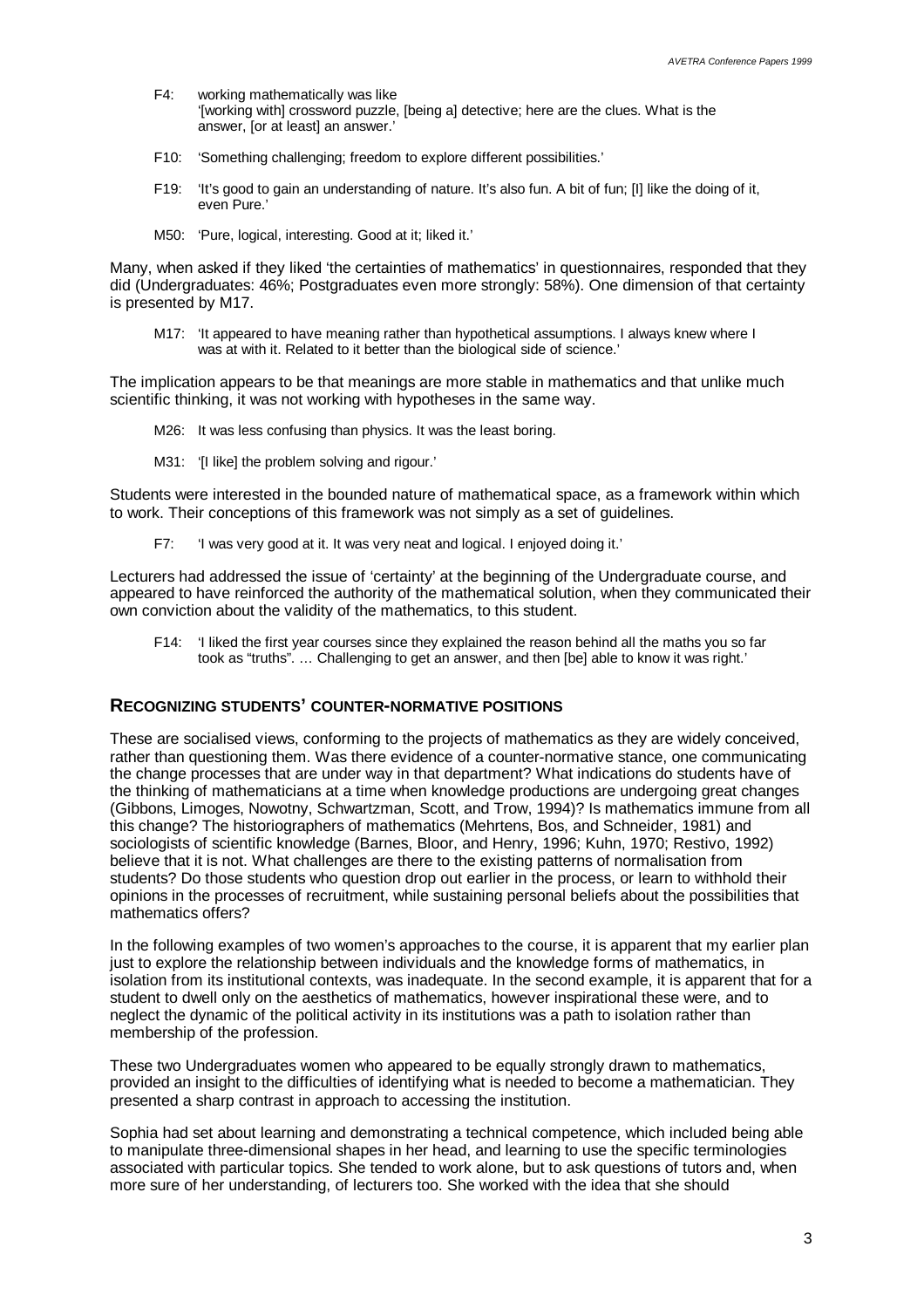F4: working mathematically was like
'[working with] crossword puzzle, [being a] detective; here are the clues. What is the answer, [or at least] an answer.'

F10: 'Something challenging; freedom to explore different possibilities.'

F19: 'It's good to gain an understanding of nature. It's also fun. A bit of fun; [I] like the doing of it, even Pure.'

M50: 'Pure, logical, interesting. Good at it; liked it.'

Many, when asked if they liked 'the certainties of mathematics' in questionnaires, responded that they did (Undergraduates: 46%; Postgraduates even more strongly: 58%). One dimension of that certainty is presented by M17.

M17: 'It appeared to have meaning rather than hypothetical assumptions. I always knew where I was at with it. Related to it better than the biological side of science.'

The implication appears to be that meanings are more stable in mathematics and that unlike much scientific thinking, it was not working with hypotheses in the same way.

M26: It was less confusing than physics. It was the least boring.

M31: '[I like] the problem solving and rigour.'

Students were interested in the bounded nature of mathematical space, as a framework within which to work. Their conceptions of this framework was not simply as a set of guidelines.

F7: 'I was very good at it. It was very neat and logical. I enjoyed doing it.'

Lecturers had addressed the issue of 'certainty' at the beginning of the Undergraduate course, and appeared to have reinforced the authority of the mathematical solution, when they communicated their own conviction about the validity of the mathematics, to this student.

F14: 'I liked the first year courses since they explained the reason behind all the maths you so far took as "truths". … Challenging to get an answer, and then [be] able to know it was right.'

## RECOGNIZING STUDENTS' COUNTER-NORMATIVE POSITIONS

These are socialised views, conforming to the projects of mathematics as they are widely conceived, rather than questioning them. Was there evidence of a counter-normative stance, one communicating the change processes that are under way in that department? What indications do students have of the thinking of mathematicians at a time when knowledge productions are undergoing great changes (Gibbons, Limoges, Nowotny, Schwartzman, Scott, and Trow, 1994)? Is mathematics immune from all this change? The historiographers of mathematics (Mehrtens, Bos, and Schneider, 1981) and sociologists of scientific knowledge (Barnes, Bloor, and Henry, 1996; Kuhn, 1970; Restivo, 1992) believe that it is not. What challenges are there to the existing patterns of normalisation from students? Do those students who question drop out earlier in the process, or learn to withhold their opinions in the processes of recruitment, while sustaining personal beliefs about the possibilities that mathematics offers?

In the following examples of two women's approaches to the course, it is apparent that my earlier plan just to explore the relationship between individuals and the knowledge forms of mathematics, in isolation from its institutional contexts, was inadequate. In the second example, it is apparent that for a student to dwell only on the aesthetics of mathematics, however inspirational these were, and to neglect the dynamic of the political activity in its institutions was a path to isolation rather than membership of the profession.

These two Undergraduates women who appeared to be equally strongly drawn to mathematics, provided an insight to the difficulties of identifying what is needed to become a mathematician. They presented a sharp contrast in approach to accessing the institution.

Sophia had set about learning and demonstrating a technical competence, which included being able to manipulate three-dimensional shapes in her head, and learning to use the specific terminologies associated with particular topics. She tended to work alone, but to ask questions of tutors and, when more sure of her understanding, of lecturers too. She worked with the idea that she should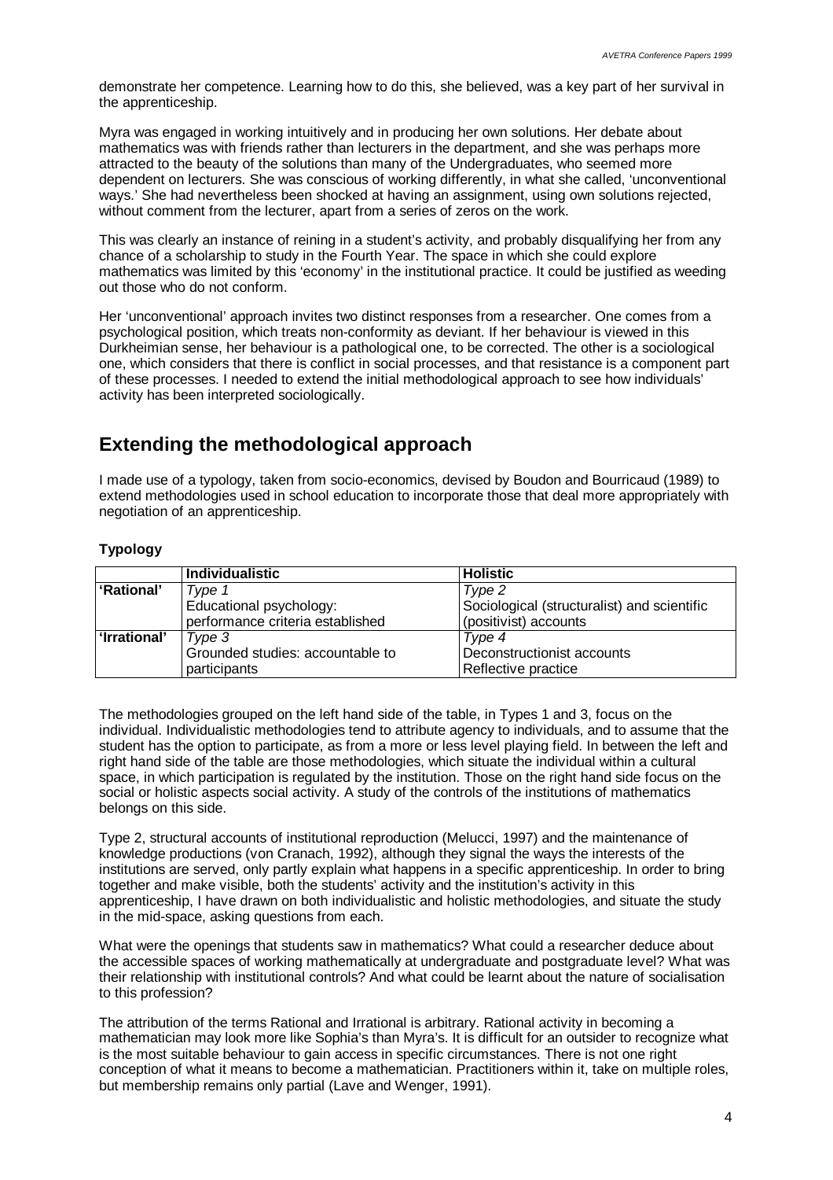demonstrate her competence. Learning how to do this, she believed, was a key part of her survival in the apprenticeship.

Myra was engaged in working intuitively and in producing her own solutions. Her debate about mathematics was with friends rather than lecturers in the department, and she was perhaps more attracted to the beauty of the solutions than many of the Undergraduates, who seemed more dependent on lecturers. She was conscious of working differently, in what she called, 'unconventional ways.' She had nevertheless been shocked at having an assignment, using own solutions rejected, without comment from the lecturer, apart from a series of zeros on the work.

This was clearly an instance of reining in a student's activity, and probably disqualifying her from any chance of a scholarship to study in the Fourth Year. The space in which she could explore mathematics was limited by this 'economy' in the institutional practice. It could be justified as weeding out those who do not conform.

Her 'unconventional' approach invites two distinct responses from a researcher. One comes from a psychological position, which treats non-conformity as deviant. If her behaviour is viewed in this Durkheimian sense, her behaviour is a pathological one, to be corrected. The other is a sociological one, which considers that there is conflict in social processes, and that resistance is a component part of these processes. I needed to extend the initial methodological approach to see how individuals' activity has been interpreted sociologically.

## Extending the methodological approach

I made use of a typology, taken from socio-economics, devised by Boudon and Bourricaud (1989) to extend methodologies used in school education to incorporate those that deal more appropriately with negotiation of an apprenticeship.

### Typology

| | **Individualistic** | **Holistic** |
|---|---|---|
| **'Rational'** | *Type 1*<br>Educational psychology:<br>performance criteria established | *Type 2*<br>Sociological (structuralist) and scientific (positivist) accounts |
| **'Irrational'** | *Type 3*<br>Grounded studies: accountable to participants | *Type 4*<br>Deconstructionist accounts<br>Reflective practice |

The methodologies grouped on the left hand side of the table, in Types 1 and 3, focus on the individual. Individualistic methodologies tend to attribute agency to individuals, and to assume that the student has the option to participate, as from a more or less level playing field. In between the left and right hand side of the table are those methodologies, which situate the individual within a cultural space, in which participation is regulated by the institution. Those on the right hand side focus on the social or holistic aspects social activity. A study of the controls of the institutions of mathematics belongs on this side.

Type 2, structural accounts of institutional reproduction (Melucci, 1997) and the maintenance of knowledge productions (von Cranach, 1992), although they signal the ways the interests of the institutions are served, only partly explain what happens in a specific apprenticeship. In order to bring together and make visible, both the students' activity and the institution's activity in this apprenticeship, I have drawn on both individualistic and holistic methodologies, and situate the study in the mid-space, asking questions from each.

What were the openings that students saw in mathematics? What could a researcher deduce about the accessible spaces of working mathematically at undergraduate and postgraduate level? What was their relationship with institutional controls? And what could be learnt about the nature of socialisation to this profession?

The attribution of the terms Rational and Irrational is arbitrary. Rational activity in becoming a mathematician may look more like Sophia's than Myra's. It is difficult for an outsider to recognize what is the most suitable behaviour to gain access in specific circumstances. There is not one right conception of what it means to become a mathematician. Practitioners within it, take on multiple roles, but membership remains only partial (Lave and Wenger, 1991).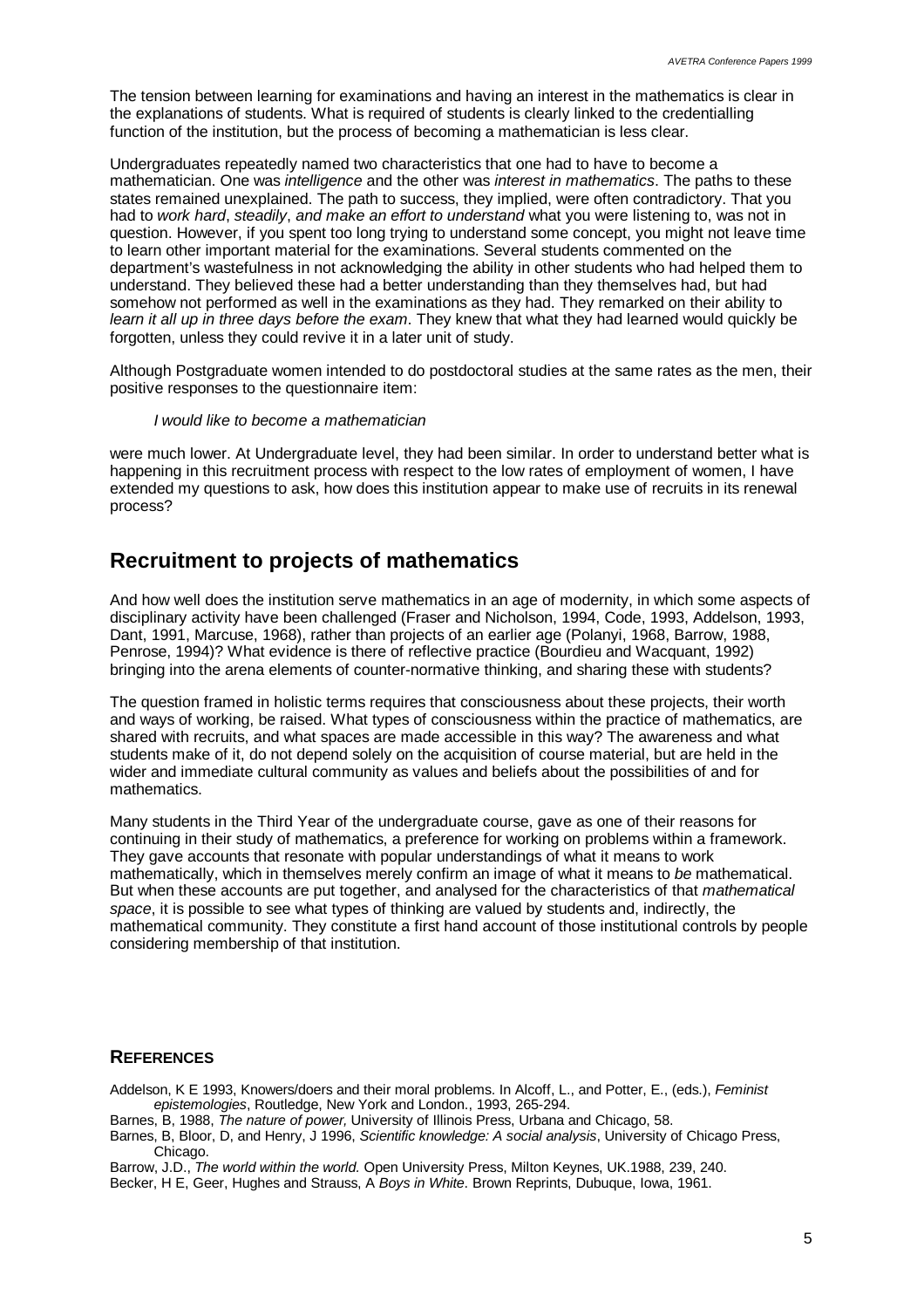The tension between learning for examinations and having an interest in the mathematics is clear in the explanations of students. What is required of students is clearly linked to the credentialling function of the institution, but the process of becoming a mathematician is less clear.

Undergraduates repeatedly named two characteristics that one had to have to become a mathematician. One was *intelligence* and the other was *interest in mathematics*. The paths to these states remained unexplained. The path to success, they implied, were often contradictory. That you had to *work hard*, *steadily*, *and make an effort to understand* what you were listening to, was not in question. However, if you spent too long trying to understand some concept, you might not leave time to learn other important material for the examinations. Several students commented on the department's wastefulness in not acknowledging the ability in other students who had helped them to understand. They believed these had a better understanding than they themselves had, but had somehow not performed as well in the examinations as they had. They remarked on their ability to *learn it all up in three days before the exam*. They knew that what they had learned would quickly be forgotten, unless they could revive it in a later unit of study.

Although Postgraduate women intended to do postdoctoral studies at the same rates as the men, their positive responses to the questionnaire item:

> *I would like to become a mathematician*

were much lower. At Undergraduate level, they had been similar. In order to understand better what is happening in this recruitment process with respect to the low rates of employment of women, I have extended my questions to ask, how does this institution appear to make use of recruits in its renewal process?

## Recruitment to projects of mathematics

And how well does the institution serve mathematics in an age of modernity, in which some aspects of disciplinary activity have been challenged (Fraser and Nicholson, 1994, Code, 1993, Addelson, 1993, Dant, 1991, Marcuse, 1968), rather than projects of an earlier age (Polanyi, 1968, Barrow, 1988, Penrose, 1994)? What evidence is there of reflective practice (Bourdieu and Wacquant, 1992) bringing into the arena elements of counter-normative thinking, and sharing these with students?

The question framed in holistic terms requires that consciousness about these projects, their worth and ways of working, be raised. What types of consciousness within the practice of mathematics, are shared with recruits, and what spaces are made accessible in this way? The awareness and what students make of it, do not depend solely on the acquisition of course material, but are held in the wider and immediate cultural community as values and beliefs about the possibilities of and for mathematics.

Many students in the Third Year of the undergraduate course, gave as one of their reasons for continuing in their study of mathematics, a preference for working on problems within a framework. They gave accounts that resonate with popular understandings of what it means to work mathematically, which in themselves merely confirm an image of what it means to *be* mathematical. But when these accounts are put together, and analysed for the characteristics of that *mathematical space*, it is possible to see what types of thinking are valued by students and, indirectly, the mathematical community. They constitute a first hand account of those institutional controls by people considering membership of that institution.

### References

Addelson, K E 1993, Knowers/doers and their moral problems. In Alcoff, L., and Potter, E., (eds.), *Feminist epistemologies*, Routledge, New York and London., 1993, 265-294.

Barnes, B, 1988, *The nature of power,* University of Illinois Press, Urbana and Chicago, 58.

Barnes, B, Bloor, D, and Henry, J 1996, *Scientific knowledge: A social analysis*, University of Chicago Press, Chicago.

Barrow, J.D., *The world within the world.* Open University Press, Milton Keynes, UK.1988, 239, 240.

Becker, H E, Geer, Hughes and Strauss, A *Boys in White*. Brown Reprints, Dubuque, Iowa, 1961.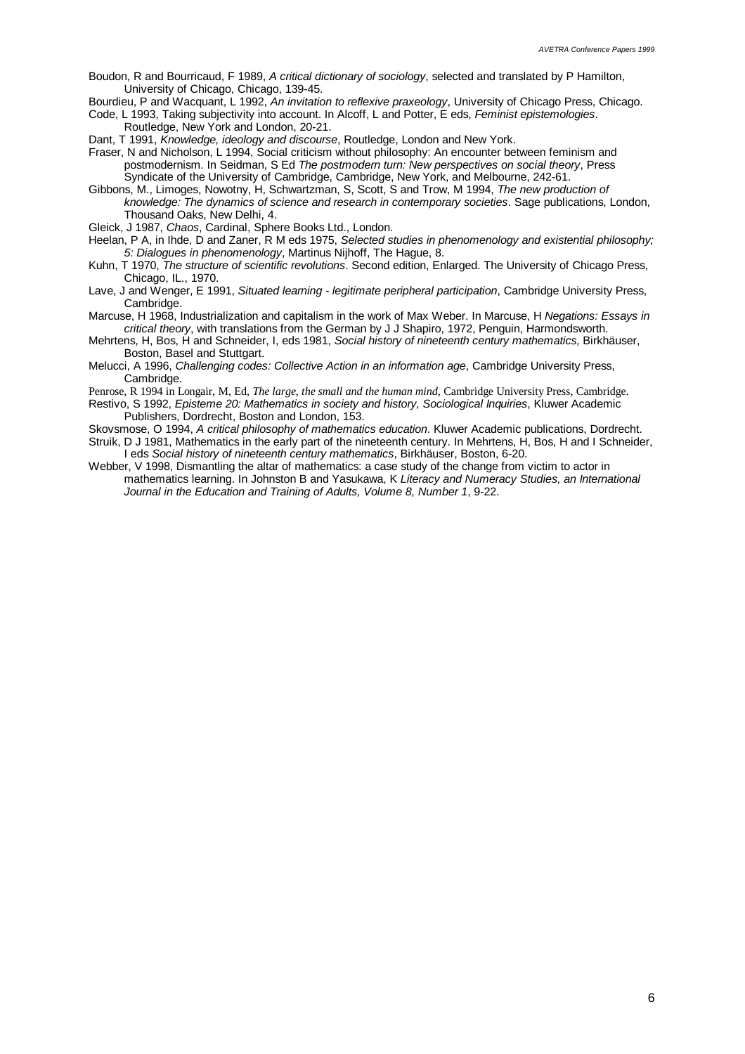Boudon, R and Bourricaud, F 1989, *A critical dictionary of sociology*, selected and translated by P Hamilton, University of Chicago, Chicago, 139-45.

Bourdieu, P and Wacquant, L 1992, *An invitation to reflexive praxeology*, University of Chicago Press, Chicago.

Code, L 1993, Taking subjectivity into account. In Alcoff, L and Potter, E eds, *Feminist epistemologies*. Routledge, New York and London, 20-21.

Dant, T 1991, *Knowledge, ideology and discourse*, Routledge, London and New York.

Fraser, N and Nicholson, L 1994, Social criticism without philosophy: An encounter between feminism and postmodernism. In Seidman, S Ed *The postmodern turn: New perspectives on social theory*, Press Syndicate of the University of Cambridge, Cambridge, New York, and Melbourne, 242-61.

Gibbons, M., Limoges, Nowotny, H, Schwartzman, S, Scott, S and Trow, M 1994, *The new production of knowledge: The dynamics of science and research in contemporary societies*. Sage publications, London, Thousand Oaks, New Delhi, 4.

Gleick, J 1987, *Chaos*, Cardinal, Sphere Books Ltd., London.

Heelan, P A, in Ihde, D and Zaner, R M eds 1975, *Selected studies in phenomenology and existential philosophy; 5: Dialogues in phenomenology*, Martinus Nijhoff, The Hague, 8.

Kuhn, T 1970, *The structure of scientific revolutions*. Second edition, Enlarged. The University of Chicago Press, Chicago, IL., 1970.

Lave, J and Wenger, E 1991, *Situated learning - legitimate peripheral participation*, Cambridge University Press, Cambridge.

Marcuse, H 1968, Industrialization and capitalism in the work of Max Weber. In Marcuse, H *Negations: Essays in critical theory*, with translations from the German by J J Shapiro, 1972, Penguin, Harmondsworth.

Mehrtens, H, Bos, H and Schneider, I, eds 1981, *Social history of nineteenth century mathematics,* Birkhäuser, Boston, Basel and Stuttgart.

Melucci, A 1996, *Challenging codes: Collective Action in an information age*, Cambridge University Press, Cambridge.

Penrose, R 1994 in Longair, M, Ed, *The large, the small and the human mind*, Cambridge University Press, Cambridge.

Restivo, S 1992, *Episteme 20: Mathematics in society and history, Sociological Inquiries*, Kluwer Academic Publishers, Dordrecht, Boston and London, 153.

Skovsmose, O 1994, *A critical philosophy of mathematics education*. Kluwer Academic publications, Dordrecht.

Struik, D J 1981, Mathematics in the early part of the nineteenth century. In Mehrtens, H, Bos, H and I Schneider, I eds *Social history of nineteenth century mathematics*, Birkhäuser, Boston, 6-20.

Webber, V 1998, Dismantling the altar of mathematics: a case study of the change from victim to actor in mathematics learning. In Johnston B and Yasukawa, K *Literacy and Numeracy Studies, an International Journal in the Education and Training of Adults, Volume 8, Number 1*, 9-22.